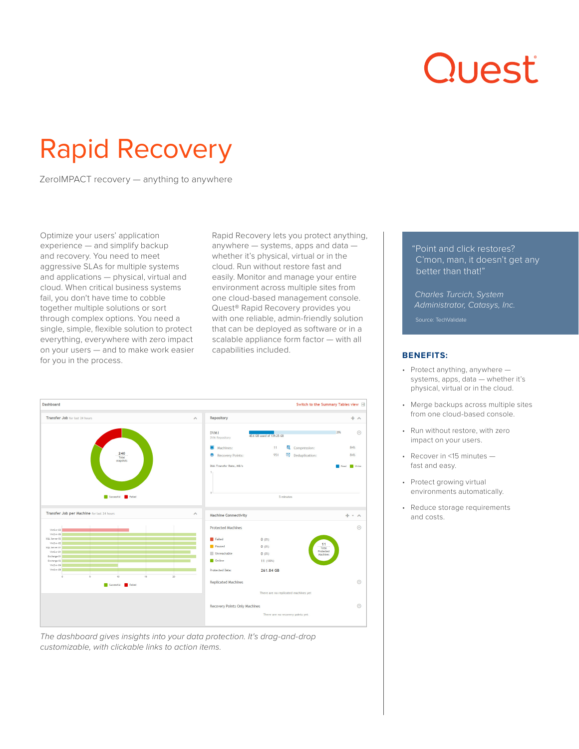# Rapid Recovery

ZeroIMPACT recovery — anything to anywhere

Optimize your users' application experience — and simplify backup and recovery. You need to meet aggressive SLAs for multiple systems and applications — physical, virtual and cloud. When critical business systems fail, you don't have time to cobble together multiple solutions or sort through complex options. You need a single, simple, flexible solution to protect everything, everywhere with zero impact on your users — and to make work easier for you in the process.

Rapid Recovery lets you protect anything, anywhere — systems, apps and data — whether it's physical, virtual or in the cloud. Run without restore fast and easily. Monitor and manage your entire environment across multiple sites from one cloud-based management console. Quest® Rapid Recovery provides you with one reliable, admin-friendly solution that can be deployed as software or in a scalable appliance form factor — with all capabilities included.

*The dashboard gives insights into your data protection. It's drag-and-drop customizable, with clickable links to action items.*

> "Point and click restores? C'mon, man, it doesn't get any better than that!"
>
> *Charles Turcich, System Administrator, Catasys, Inc.*
>
> Source: TechValidate

## BENEFITS:

- Protect anything, anywhere — systems, apps, data — whether it's physical, virtual or in the cloud.
- Merge backups across multiple sites from one cloud-based console.
- Run without restore, with zero impact on your users.
- Recover in <15 minutes — fast and easy.
- Protect growing virtual environments automatically.
- Reduce storage requirements and costs.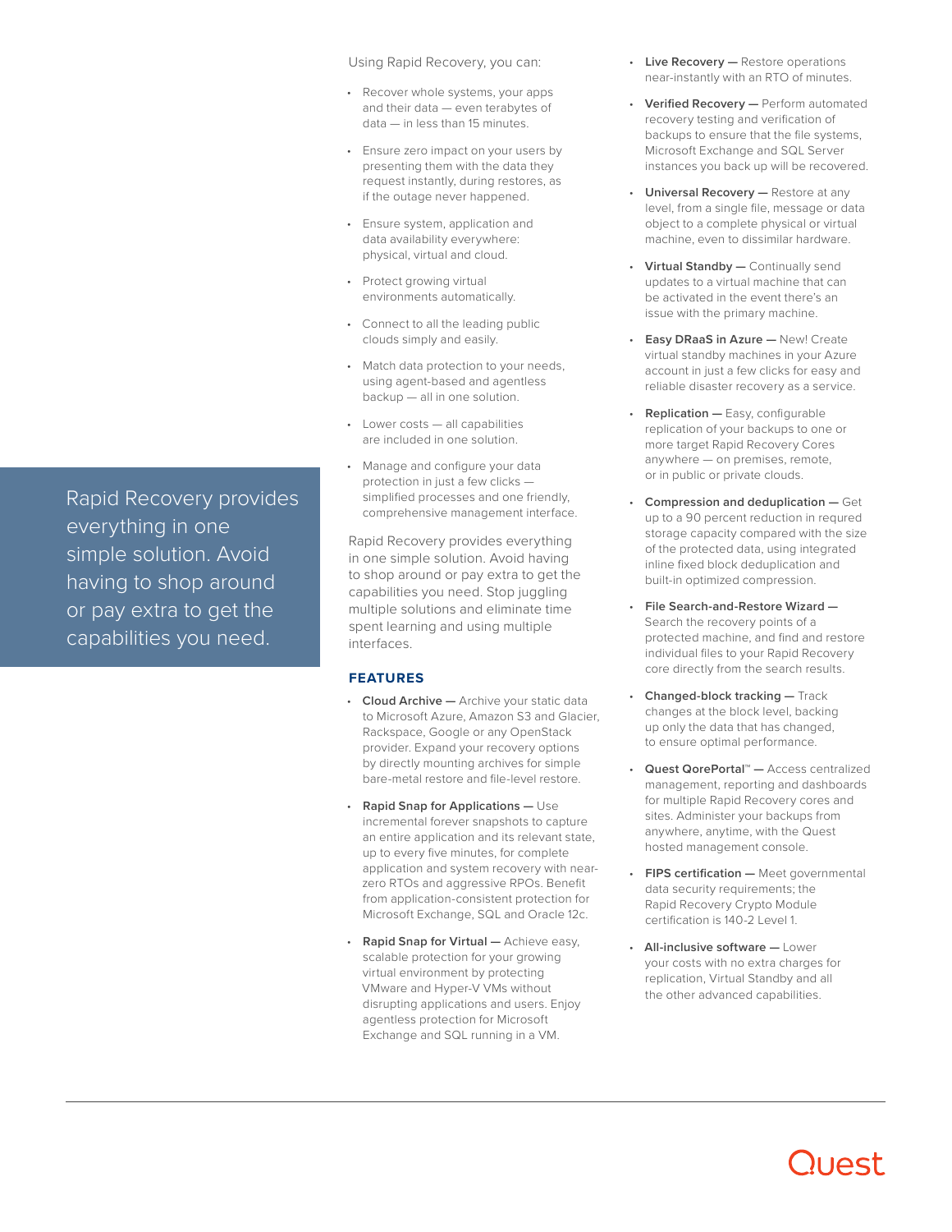Rapid Recovery provides everything in one simple solution. Avoid having to shop around or pay extra to get the capabilities you need.

Using Rapid Recovery, you can:

- Recover whole systems, your apps and their data — even terabytes of data — in less than 15 minutes.
- Ensure zero impact on your users by presenting them with the data they request instantly, during restores, as if the outage never happened.
- Ensure system, application and data availability everywhere: physical, virtual and cloud.
- Protect growing virtual environments automatically.
- Connect to all the leading public clouds simply and easily.
- Match data protection to your needs, using agent-based and agentless backup — all in one solution.
- Lower costs — all capabilities are included in one solution.
- Manage and configure your data protection in just a few clicks — simplified processes and one friendly, comprehensive management interface.

Rapid Recovery provides everything in one simple solution. Avoid having to shop around or pay extra to get the capabilities you need. Stop juggling multiple solutions and eliminate time spent learning and using multiple interfaces.

## FEATURES

- **Cloud Archive —** Archive your static data to Microsoft Azure, Amazon S3 and Glacier, Rackspace, Google or any OpenStack provider. Expand your recovery options by directly mounting archives for simple bare-metal restore and file-level restore.
- **Rapid Snap for Applications —** Use incremental forever snapshots to capture an entire application and its relevant state, up to every five minutes, for complete application and system recovery with near-zero RTOs and aggressive RPOs. Benefit from application-consistent protection for Microsoft Exchange, SQL and Oracle 12c.
- **Rapid Snap for Virtual —** Achieve easy, scalable protection for your growing virtual environment by protecting VMware and Hyper-V VMs without disrupting applications and users. Enjoy agentless protection for Microsoft Exchange and SQL running in a VM.
- **Live Recovery —** Restore operations near-instantly with an RTO of minutes.
- **Verified Recovery —** Perform automated recovery testing and verification of backups to ensure that the file systems, Microsoft Exchange and SQL Server instances you back up will be recovered.
- **Universal Recovery —** Restore at any level, from a single file, message or data object to a complete physical or virtual machine, even to dissimilar hardware.
- **Virtual Standby —** Continually send updates to a virtual machine that can be activated in the event there's an issue with the primary machine.
- **Easy DRaaS in Azure —** New! Create virtual standby machines in your Azure account in just a few clicks for easy and reliable disaster recovery as a service.
- **Replication —** Easy, configurable replication of your backups to one or more target Rapid Recovery Cores anywhere — on premises, remote, or in public or private clouds.
- **Compression and deduplication —** Get up to a 90 percent reduction in requred storage capacity compared with the size of the protected data, using integrated inline fixed block deduplication and built-in optimized compression.
- **File Search-and-Restore Wizard —** Search the recovery points of a protected machine, and find and restore individual files to your Rapid Recovery core directly from the search results.
- **Changed-block tracking —** Track changes at the block level, backing up only the data that has changed, to ensure optimal performance.
- **Quest QorePortal™ —** Access centralized management, reporting and dashboards for multiple Rapid Recovery cores and sites. Administer your backups from anywhere, anytime, with the Quest hosted management console.
- **FIPS certification —** Meet governmental data security requirements; the Rapid Recovery Crypto Module certification is 140-2 Level 1.
- **All-inclusive software —** Lower your costs with no extra charges for replication, Virtual Standby and all the other advanced capabilities.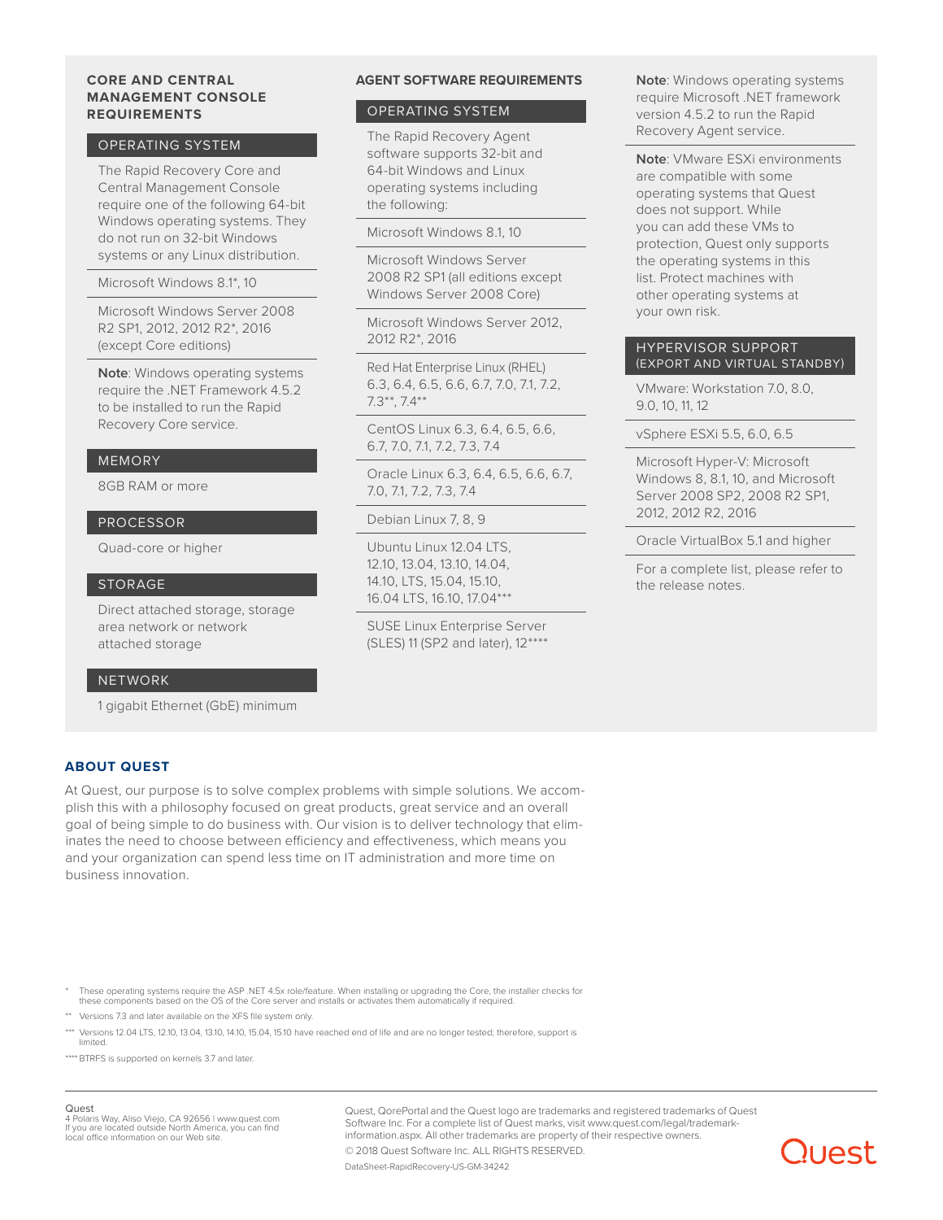## CORE AND CENTRAL MANAGEMENT CONSOLE REQUIREMENTS

### OPERATING SYSTEM

The Rapid Recovery Core and Central Management Console require one of the following 64-bit Windows operating systems. They do not run on 32-bit Windows systems or any Linux distribution.

Microsoft Windows 8.1*, 10

Microsoft Windows Server 2008 R2 SP1, 2012, 2012 R2*, 2016 (except Core editions)

**Note**: Windows operating systems require the .NET Framework 4.5.2 to be installed to run the Rapid Recovery Core service.

### MEMORY

8GB RAM or more

### PROCESSOR

Quad-core or higher

### STORAGE

Direct attached storage, storage area network or network attached storage

### NETWORK

1 gigabit Ethernet (GbE) minimum

## AGENT SOFTWARE REQUIREMENTS

### OPERATING SYSTEM

The Rapid Recovery Agent software supports 32-bit and 64-bit Windows and Linux operating systems including the following:

Microsoft Windows 8.1, 10

Microsoft Windows Server 2008 R2 SP1 (all editions except Windows Server 2008 Core)

Microsoft Windows Server 2012, 2012 R2*, 2016

Red Hat Enterprise Linux (RHEL) 6.3, 6.4, 6.5, 6.6, 6.7, 7.0, 7.1, 7.2, 7.3**, 7.4**

CentOS Linux 6.3, 6.4, 6.5, 6.6, 6.7, 7.0, 7.1, 7.2, 7.3, 7.4

Oracle Linux 6.3, 6.4, 6.5, 6.6, 6.7, 7.0, 7.1, 7.2, 7.3, 7.4

Debian Linux 7, 8, 9

Ubuntu Linux 12.04 LTS, 12.10, 13.04, 13.10, 14.04, 14.10, LTS, 15.04, 15.10, 16.04 LTS, 16.10, 17.04***

SUSE Linux Enterprise Server (SLES) 11 (SP2 and later), 12****

**Note**: Windows operating systems require Microsoft .NET framework version 4.5.2 to run the Rapid Recovery Agent service.

**Note**: VMware ESXi environments are compatible with some operating systems that Quest does not support. While you can add these VMs to protection, Quest only supports the operating systems in this list. Protect machines with other operating systems at your own risk.

### HYPERVISOR SUPPORT (EXPORT AND VIRTUAL STANDBY)

VMware: Workstation 7.0, 8.0, 9.0, 10, 11, 12

vSphere ESXi 5.5, 6.0, 6.5

Microsoft Hyper-V: Microsoft Windows 8, 8.1, 10, and Microsoft Server 2008 SP2, 2008 R2 SP1, 2012, 2012 R2, 2016

Oracle VirtualBox 5.1 and higher

For a complete list, please refer to the release notes.

## ABOUT QUEST

At Quest, our purpose is to solve complex problems with simple solutions. We accomplish this with a philosophy focused on great products, great service and an overall goal of being simple to do business with. Our vision is to deliver technology that eliminates the need to choose between efficiency and effectiveness, which means you and your organization can spend less time on IT administration and more time on business innovation.

\* These operating systems require the ASP .NET 4.5x role/feature. When installing or upgrading the Core, the installer checks for these components based on the OS of the Core server and installs or activates them automatically if required.

\** Versions 7.3 and later available on the XFS file system only.

\*** Versions 12.04 LTS, 12.10, 13.04, 13.10, 14.10, 15.04, 15.10 have reached end of life and are no longer tested; therefore, support is limited.

\**** BTRFS is supported on kernels 3.7 and later.

Quest
4 Polaris Way, Aliso Viejo, CA 92656 | www.quest.com
If you are located outside North America, you can find local office information on our Web site.

Quest, QorePortal and the Quest logo are trademarks and registered trademarks of Quest Software Inc. For a complete list of Quest marks, visit www.quest.com/legal/trademark-information.aspx. All other trademarks are property of their respective owners.

© 2018 Quest Software Inc. ALL RIGHTS RESERVED.

DataSheet-RapidRecovery-US-GM-34242

Quest